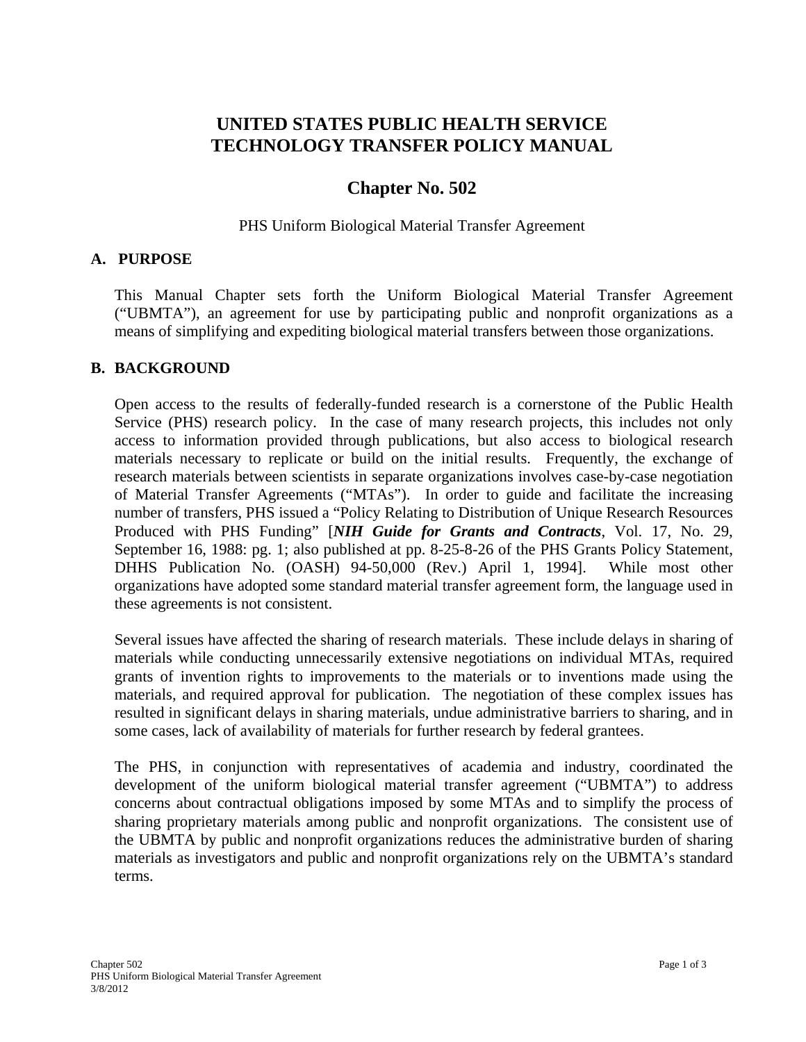# UNITED STATES PUBLIC HEALTH SERVICE
# TECHNOLOGY TRANSFER POLICY MANUAL

## Chapter No. 502

PHS Uniform Biological Material Transfer Agreement

### A. PURPOSE

This Manual Chapter sets forth the Uniform Biological Material Transfer Agreement ("UBMTA"), an agreement for use by participating public and nonprofit organizations as a means of simplifying and expediting biological material transfers between those organizations.

### B. BACKGROUND

Open access to the results of federally-funded research is a cornerstone of the Public Health Service (PHS) research policy. In the case of many research projects, this includes not only access to information provided through publications, but also access to biological research materials necessary to replicate or build on the initial results. Frequently, the exchange of research materials between scientists in separate organizations involves case-by-case negotiation of Material Transfer Agreements ("MTAs"). In order to guide and facilitate the increasing number of transfers, PHS issued a "Policy Relating to Distribution of Unique Research Resources Produced with PHS Funding" [***NIH Guide for Grants and Contracts***, Vol. 17, No. 29, September 16, 1988: pg. 1; also published at pp. 8-25-8-26 of the PHS Grants Policy Statement, DHHS Publication No. (OASH) 94-50,000 (Rev.) April 1, 1994]. While most other organizations have adopted some standard material transfer agreement form, the language used in these agreements is not consistent.

Several issues have affected the sharing of research materials. These include delays in sharing of materials while conducting unnecessarily extensive negotiations on individual MTAs, required grants of invention rights to improvements to the materials or to inventions made using the materials, and required approval for publication. The negotiation of these complex issues has resulted in significant delays in sharing materials, undue administrative barriers to sharing, and in some cases, lack of availability of materials for further research by federal grantees.

The PHS, in conjunction with representatives of academia and industry, coordinated the development of the uniform biological material transfer agreement ("UBMTA") to address concerns about contractual obligations imposed by some MTAs and to simplify the process of sharing proprietary materials among public and nonprofit organizations. The consistent use of the UBMTA by public and nonprofit organizations reduces the administrative burden of sharing materials as investigators and public and nonprofit organizations rely on the UBMTA's standard terms.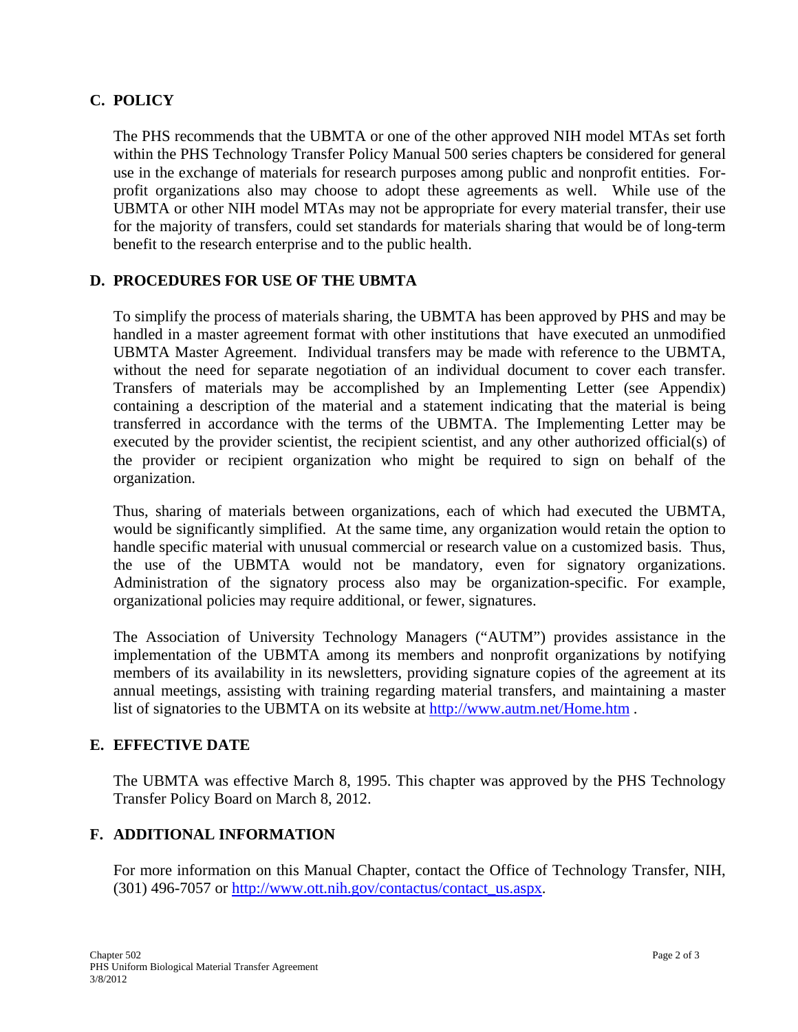## C. POLICY

The PHS recommends that the UBMTA or one of the other approved NIH model MTAs set forth within the PHS Technology Transfer Policy Manual 500 series chapters be considered for general use in the exchange of materials for research purposes among public and nonprofit entities. For-profit organizations also may choose to adopt these agreements as well. While use of the UBMTA or other NIH model MTAs may not be appropriate for every material transfer, their use for the majority of transfers, could set standards for materials sharing that would be of long-term benefit to the research enterprise and to the public health.

## D. PROCEDURES FOR USE OF THE UBMTA

To simplify the process of materials sharing, the UBMTA has been approved by PHS and may be handled in a master agreement format with other institutions that have executed an unmodified UBMTA Master Agreement. Individual transfers may be made with reference to the UBMTA, without the need for separate negotiation of an individual document to cover each transfer. Transfers of materials may be accomplished by an Implementing Letter (see Appendix) containing a description of the material and a statement indicating that the material is being transferred in accordance with the terms of the UBMTA. The Implementing Letter may be executed by the provider scientist, the recipient scientist, and any other authorized official(s) of the provider or recipient organization who might be required to sign on behalf of the organization.

Thus, sharing of materials between organizations, each of which had executed the UBMTA, would be significantly simplified. At the same time, any organization would retain the option to handle specific material with unusual commercial or research value on a customized basis. Thus, the use of the UBMTA would not be mandatory, even for signatory organizations. Administration of the signatory process also may be organization-specific. For example, organizational policies may require additional, or fewer, signatures.

The Association of University Technology Managers ("AUTM") provides assistance in the implementation of the UBMTA among its members and nonprofit organizations by notifying members of its availability in its newsletters, providing signature copies of the agreement at its annual meetings, assisting with training regarding material transfers, and maintaining a master list of signatories to the UBMTA on its website at [http://www.autm.net/Home.htm](http://www.autm.net/Home.htm) .

## E. EFFECTIVE DATE

The UBMTA was effective March 8, 1995. This chapter was approved by the PHS Technology Transfer Policy Board on March 8, 2012.

## F. ADDITIONAL INFORMATION

For more information on this Manual Chapter, contact the Office of Technology Transfer, NIH, (301) 496-7057 or [http://www.ott.nih.gov/contactus/contact_us.aspx](http://www.ott.nih.gov/contactus/contact_us.aspx).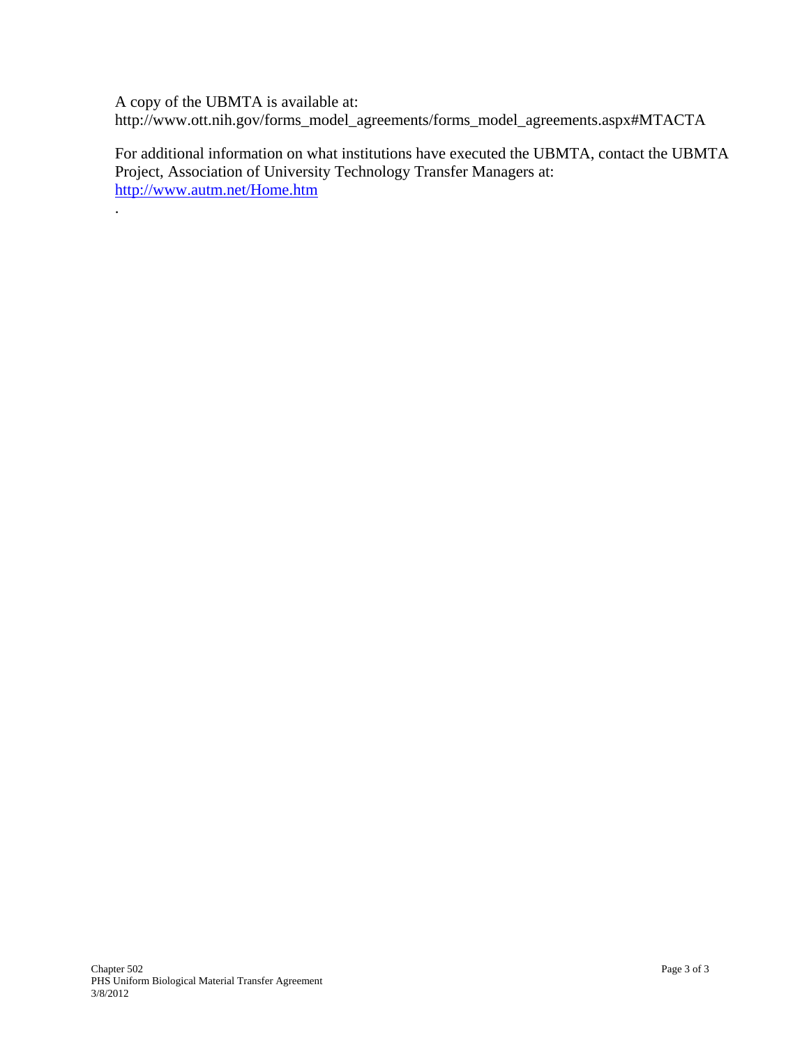A copy of the UBMTA is available at:
http://www.ott.nih.gov/forms_model_agreements/forms_model_agreements.aspx#MTACTA

For additional information on what institutions have executed the UBMTA, contact the UBMTA Project, Association of University Technology Transfer Managers at:
http://www.autm.net/Home.htm
.